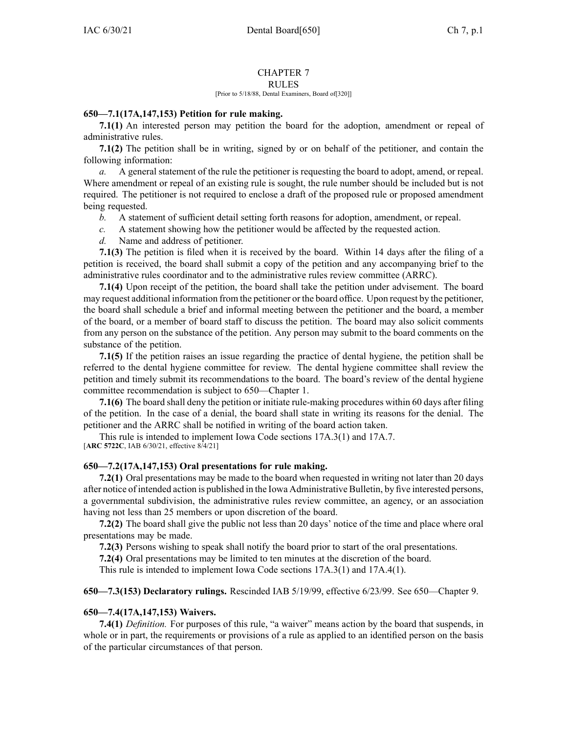# CHAPTER 7
## RULES

[Prior to 5/18/88, Dental Examiners, Board of[320]]

**650—7.1(17A,147,153) Petition for rule making.**

**7.1(1)** An interested person may petition the board for the adoption, amendment or repeal of administrative rules.

**7.1(2)** The petition shall be in writing, signed by or on behalf of the petitioner, and contain the following information:

*a.* A general statement of the rule the petitioner is requesting the board to adopt, amend, or repeal. Where amendment or repeal of an existing rule is sought, the rule number should be included but is not required. The petitioner is not required to enclose a draft of the proposed rule or proposed amendment being requested.

*b.* A statement of sufficient detail setting forth reasons for adoption, amendment, or repeal.

*c.* A statement showing how the petitioner would be affected by the requested action.

*d.* Name and address of petitioner.

**7.1(3)** The petition is filed when it is received by the board. Within 14 days after the filing of a petition is received, the board shall submit a copy of the petition and any accompanying brief to the administrative rules coordinator and to the administrative rules review committee (ARRC).

**7.1(4)** Upon receipt of the petition, the board shall take the petition under advisement. The board may request additional information from the petitioner or the board office. Upon request by the petitioner, the board shall schedule a brief and informal meeting between the petitioner and the board, a member of the board, or a member of board staff to discuss the petition. The board may also solicit comments from any person on the substance of the petition. Any person may submit to the board comments on the substance of the petition.

**7.1(5)** If the petition raises an issue regarding the practice of dental hygiene, the petition shall be referred to the dental hygiene committee for review. The dental hygiene committee shall review the petition and timely submit its recommendations to the board. The board's review of the dental hygiene committee recommendation is subject to 650—Chapter 1.

**7.1(6)** The board shall deny the petition or initiate rule-making procedures within 60 days after filing of the petition. In the case of a denial, the board shall state in writing its reasons for the denial. The petitioner and the ARRC shall be notified in writing of the board action taken.

This rule is intended to implement Iowa Code sections 17A.3(1) and 17A.7.

[**ARC 5722C**, IAB 6/30/21, effective 8/4/21]

**650—7.2(17A,147,153) Oral presentations for rule making.**

**7.2(1)** Oral presentations may be made to the board when requested in writing not later than 20 days after notice of intended action is published in the Iowa Administrative Bulletin, by five interested persons, a governmental subdivision, the administrative rules review committee, an agency, or an association having not less than 25 members or upon discretion of the board.

**7.2(2)** The board shall give the public not less than 20 days' notice of the time and place where oral presentations may be made.

**7.2(3)** Persons wishing to speak shall notify the board prior to start of the oral presentations.

**7.2(4)** Oral presentations may be limited to ten minutes at the discretion of the board.

This rule is intended to implement Iowa Code sections 17A.3(1) and 17A.4(1).

**650—7.3(153) Declaratory rulings.** Rescinded IAB 5/19/99, effective 6/23/99. See 650—Chapter 9.

**650—7.4(17A,147,153) Waivers.**

**7.4(1)** *Definition.* For purposes of this rule, "a waiver" means action by the board that suspends, in whole or in part, the requirements or provisions of a rule as applied to an identified person on the basis of the particular circumstances of that person.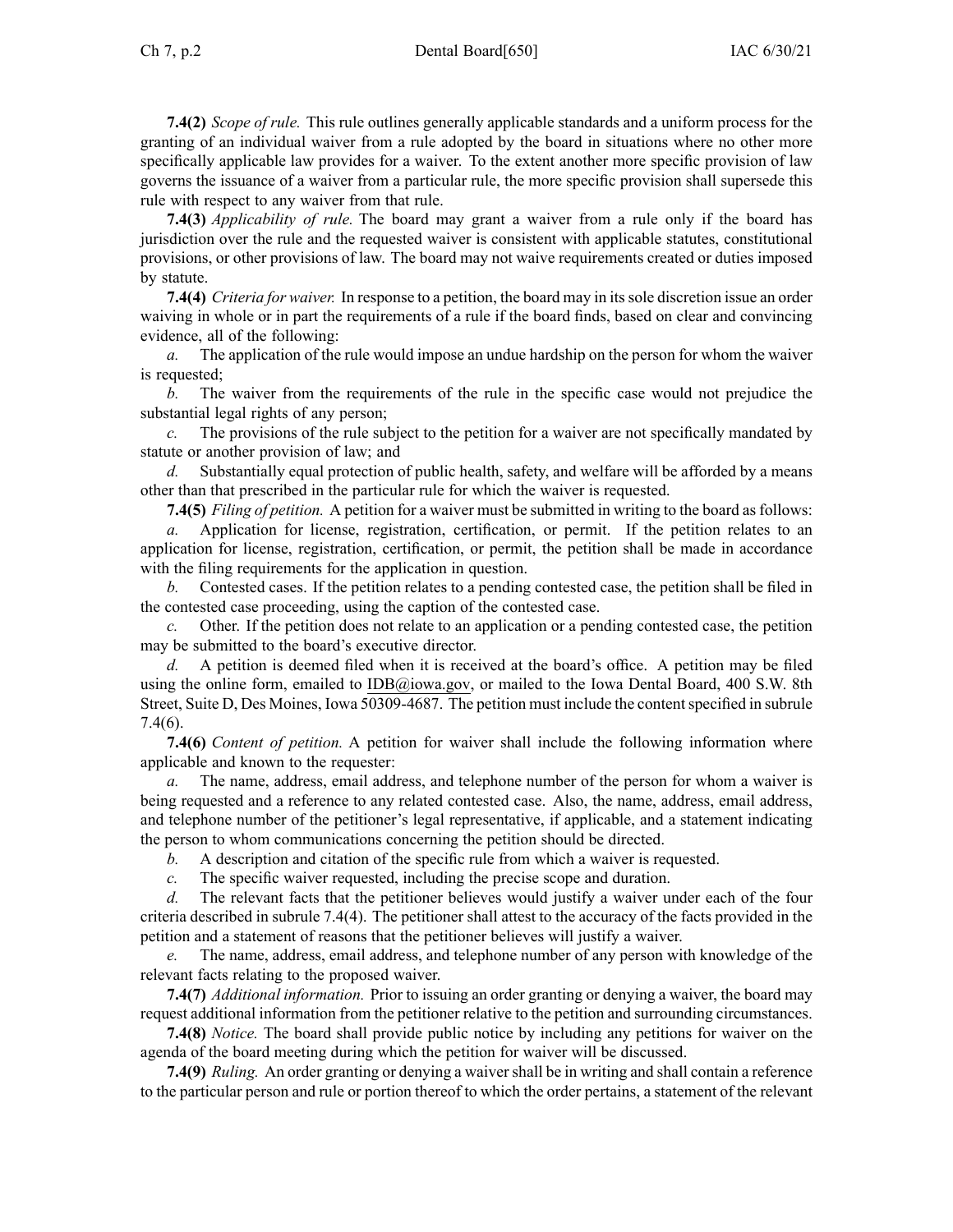**7.4(2)** *Scope of rule.* This rule outlines generally applicable standards and a uniform process for the granting of an individual waiver from a rule adopted by the board in situations where no other more specifically applicable law provides for a waiver. To the extent another more specific provision of law governs the issuance of a waiver from a particular rule, the more specific provision shall supersede this rule with respect to any waiver from that rule.

**7.4(3)** *Applicability of rule.* The board may grant a waiver from a rule only if the board has jurisdiction over the rule and the requested waiver is consistent with applicable statutes, constitutional provisions, or other provisions of law. The board may not waive requirements created or duties imposed by statute.

**7.4(4)** *Criteria for waiver.* In response to a petition, the board may in its sole discretion issue an order waiving in whole or in part the requirements of a rule if the board finds, based on clear and convincing evidence, all of the following:

*a.* The application of the rule would impose an undue hardship on the person for whom the waiver is requested;

*b.* The waiver from the requirements of the rule in the specific case would not prejudice the substantial legal rights of any person;

*c.* The provisions of the rule subject to the petition for a waiver are not specifically mandated by statute or another provision of law; and

*d.* Substantially equal protection of public health, safety, and welfare will be afforded by a means other than that prescribed in the particular rule for which the waiver is requested.

**7.4(5)** *Filing of petition.* A petition for a waiver must be submitted in writing to the board as follows:

*a.* Application for license, registration, certification, or permit. If the petition relates to an application for license, registration, certification, or permit, the petition shall be made in accordance with the filing requirements for the application in question.

*b.* Contested cases. If the petition relates to a pending contested case, the petition shall be filed in the contested case proceeding, using the caption of the contested case.

*c.* Other. If the petition does not relate to an application or a pending contested case, the petition may be submitted to the board's executive director.

*d.* A petition is deemed filed when it is received at the board's office. A petition may be filed using the online form, emailed to IDB@iowa.gov, or mailed to the Iowa Dental Board, 400 S.W. 8th Street, Suite D, Des Moines, Iowa 50309-4687. The petition must include the content specified in subrule 7.4(6).

**7.4(6)** *Content of petition.* A petition for waiver shall include the following information where applicable and known to the requester:

*a.* The name, address, email address, and telephone number of the person for whom a waiver is being requested and a reference to any related contested case. Also, the name, address, email address, and telephone number of the petitioner's legal representative, if applicable, and a statement indicating the person to whom communications concerning the petition should be directed.

*b.* A description and citation of the specific rule from which a waiver is requested.

*c.* The specific waiver requested, including the precise scope and duration.

*d.* The relevant facts that the petitioner believes would justify a waiver under each of the four criteria described in subrule 7.4(4). The petitioner shall attest to the accuracy of the facts provided in the petition and a statement of reasons that the petitioner believes will justify a waiver.

*e.* The name, address, email address, and telephone number of any person with knowledge of the relevant facts relating to the proposed waiver.

**7.4(7)** *Additional information.* Prior to issuing an order granting or denying a waiver, the board may request additional information from the petitioner relative to the petition and surrounding circumstances.

**7.4(8)** *Notice.* The board shall provide public notice by including any petitions for waiver on the agenda of the board meeting during which the petition for waiver will be discussed.

**7.4(9)** *Ruling.* An order granting or denying a waiver shall be in writing and shall contain a reference to the particular person and rule or portion thereof to which the order pertains, a statement of the relevant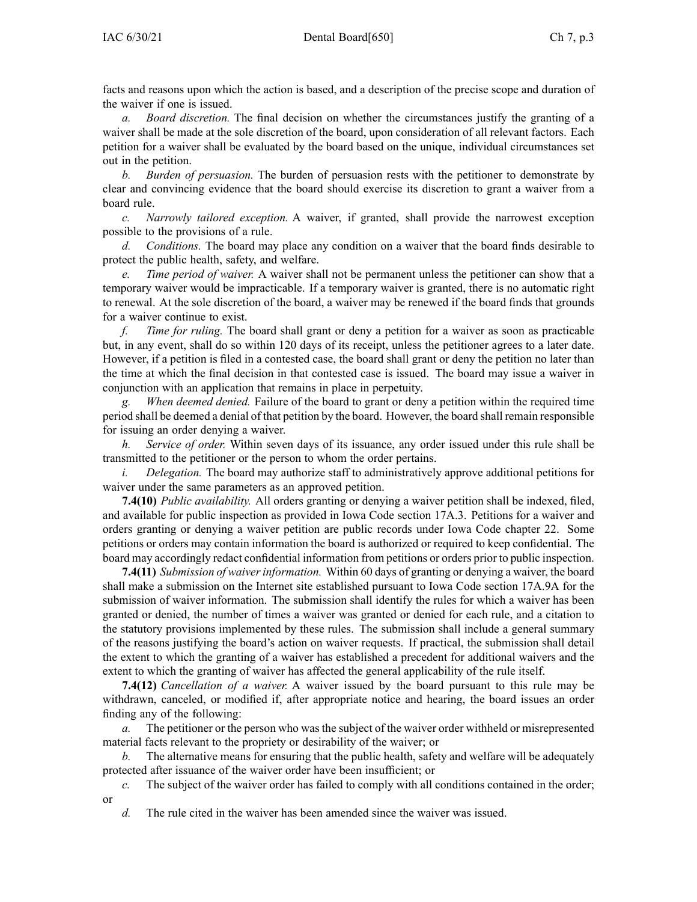facts and reasons upon which the action is based, and a description of the precise scope and duration of the waiver if one is issued.

*a. Board discretion.* The final decision on whether the circumstances justify the granting of a waiver shall be made at the sole discretion of the board, upon consideration of all relevant factors. Each petition for a waiver shall be evaluated by the board based on the unique, individual circumstances set out in the petition.

*b. Burden of persuasion.* The burden of persuasion rests with the petitioner to demonstrate by clear and convincing evidence that the board should exercise its discretion to grant a waiver from a board rule.

*c. Narrowly tailored exception.* A waiver, if granted, shall provide the narrowest exception possible to the provisions of a rule.

*d. Conditions.* The board may place any condition on a waiver that the board finds desirable to protect the public health, safety, and welfare.

*e. Time period of waiver.* A waiver shall not be permanent unless the petitioner can show that a temporary waiver would be impracticable. If a temporary waiver is granted, there is no automatic right to renewal. At the sole discretion of the board, a waiver may be renewed if the board finds that grounds for a waiver continue to exist.

*f. Time for ruling.* The board shall grant or deny a petition for a waiver as soon as practicable but, in any event, shall do so within 120 days of its receipt, unless the petitioner agrees to a later date. However, if a petition is filed in a contested case, the board shall grant or deny the petition no later than the time at which the final decision in that contested case is issued. The board may issue a waiver in conjunction with an application that remains in place in perpetuity.

*g. When deemed denied.* Failure of the board to grant or deny a petition within the required time period shall be deemed a denial of that petition by the board. However, the board shall remain responsible for issuing an order denying a waiver.

*h. Service of order.* Within seven days of its issuance, any order issued under this rule shall be transmitted to the petitioner or the person to whom the order pertains.

*i. Delegation.* The board may authorize staff to administratively approve additional petitions for waiver under the same parameters as an approved petition.

**7.4(10)** *Public availability.* All orders granting or denying a waiver petition shall be indexed, filed, and available for public inspection as provided in Iowa Code section 17A.3. Petitions for a waiver and orders granting or denying a waiver petition are public records under Iowa Code chapter 22. Some petitions or orders may contain information the board is authorized or required to keep confidential. The board may accordingly redact confidential information from petitions or orders prior to public inspection.

**7.4(11)** *Submission of waiver information.* Within 60 days of granting or denying a waiver, the board shall make a submission on the Internet site established pursuant to Iowa Code section 17A.9A for the submission of waiver information. The submission shall identify the rules for which a waiver has been granted or denied, the number of times a waiver was granted or denied for each rule, and a citation to the statutory provisions implemented by these rules. The submission shall include a general summary of the reasons justifying the board's action on waiver requests. If practical, the submission shall detail the extent to which the granting of a waiver has established a precedent for additional waivers and the extent to which the granting of waiver has affected the general applicability of the rule itself.

**7.4(12)** *Cancellation of a waiver.* A waiver issued by the board pursuant to this rule may be withdrawn, canceled, or modified if, after appropriate notice and hearing, the board issues an order finding any of the following:

*a.* The petitioner or the person who was the subject of the waiver order withheld or misrepresented material facts relevant to the propriety or desirability of the waiver; or

*b.* The alternative means for ensuring that the public health, safety and welfare will be adequately protected after issuance of the waiver order have been insufficient; or

*c.* The subject of the waiver order has failed to comply with all conditions contained in the order; or

*d.* The rule cited in the waiver has been amended since the waiver was issued.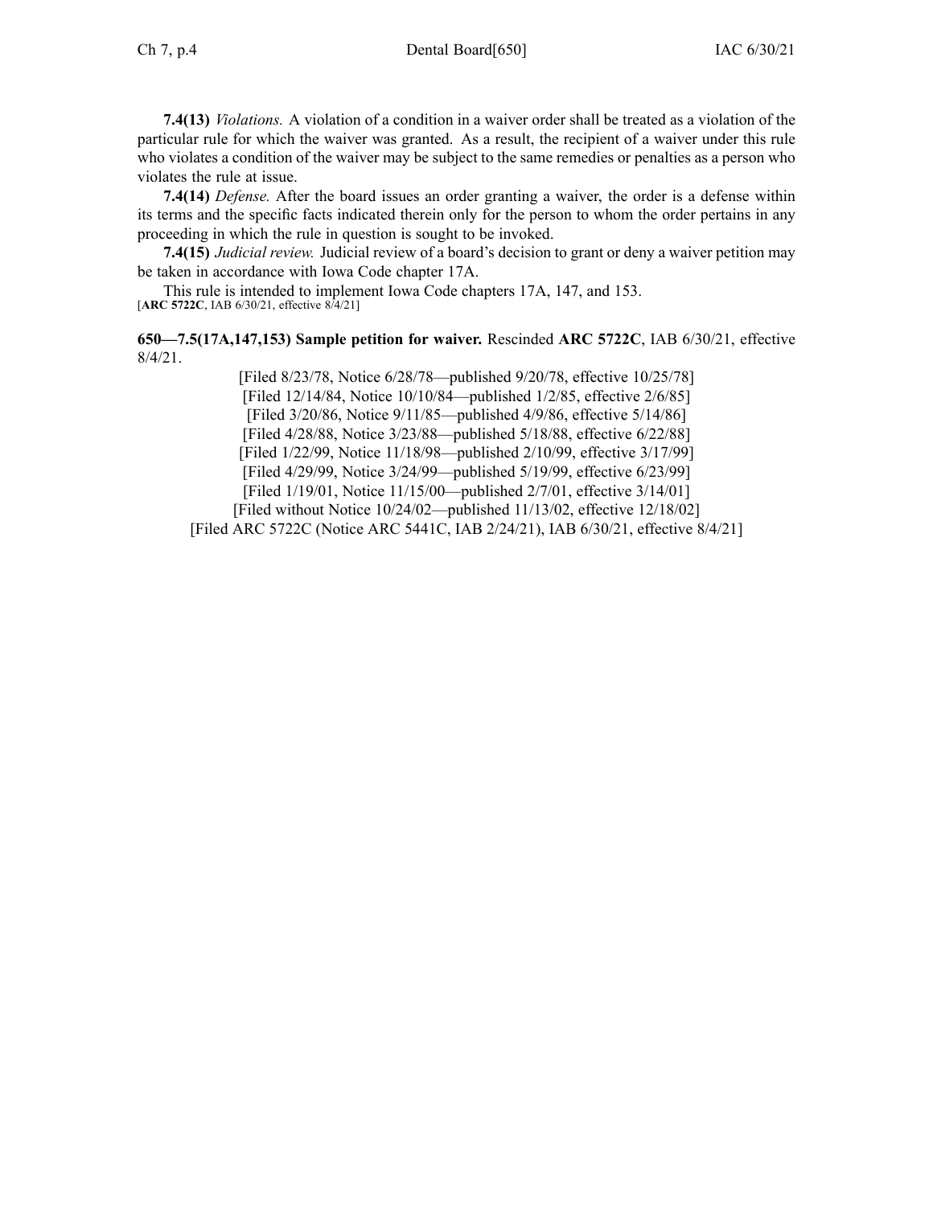**7.4(13)** *Violations.* A violation of a condition in a waiver order shall be treated as a violation of the particular rule for which the waiver was granted. As a result, the recipient of a waiver under this rule who violates a condition of the waiver may be subject to the same remedies or penalties as a person who violates the rule at issue.

**7.4(14)** *Defense.* After the board issues an order granting a waiver, the order is a defense within its terms and the specific facts indicated therein only for the person to whom the order pertains in any proceeding in which the rule in question is sought to be invoked.

**7.4(15)** *Judicial review.* Judicial review of a board's decision to grant or deny a waiver petition may be taken in accordance with Iowa Code chapter 17A.

This rule is intended to implement Iowa Code chapters 17A, 147, and 153.
[**ARC 5722C**, IAB 6/30/21, effective 8/4/21]

**650—7.5(17A,147,153) Sample petition for waiver.** Rescinded **ARC 5722C**, IAB 6/30/21, effective 8/4/21.

[Filed 8/23/78, Notice 6/28/78—published 9/20/78, effective 10/25/78]
[Filed 12/14/84, Notice 10/10/84—published 1/2/85, effective 2/6/85]
[Filed 3/20/86, Notice 9/11/85—published 4/9/86, effective 5/14/86]
[Filed 4/28/88, Notice 3/23/88—published 5/18/88, effective 6/22/88]
[Filed 1/22/99, Notice 11/18/98—published 2/10/99, effective 3/17/99]
[Filed 4/29/99, Notice 3/24/99—published 5/19/99, effective 6/23/99]
[Filed 1/19/01, Notice 11/15/00—published 2/7/01, effective 3/14/01]
[Filed without Notice 10/24/02—published 11/13/02, effective 12/18/02]
[Filed ARC 5722C (Notice ARC 5441C, IAB 2/24/21), IAB 6/30/21, effective 8/4/21]